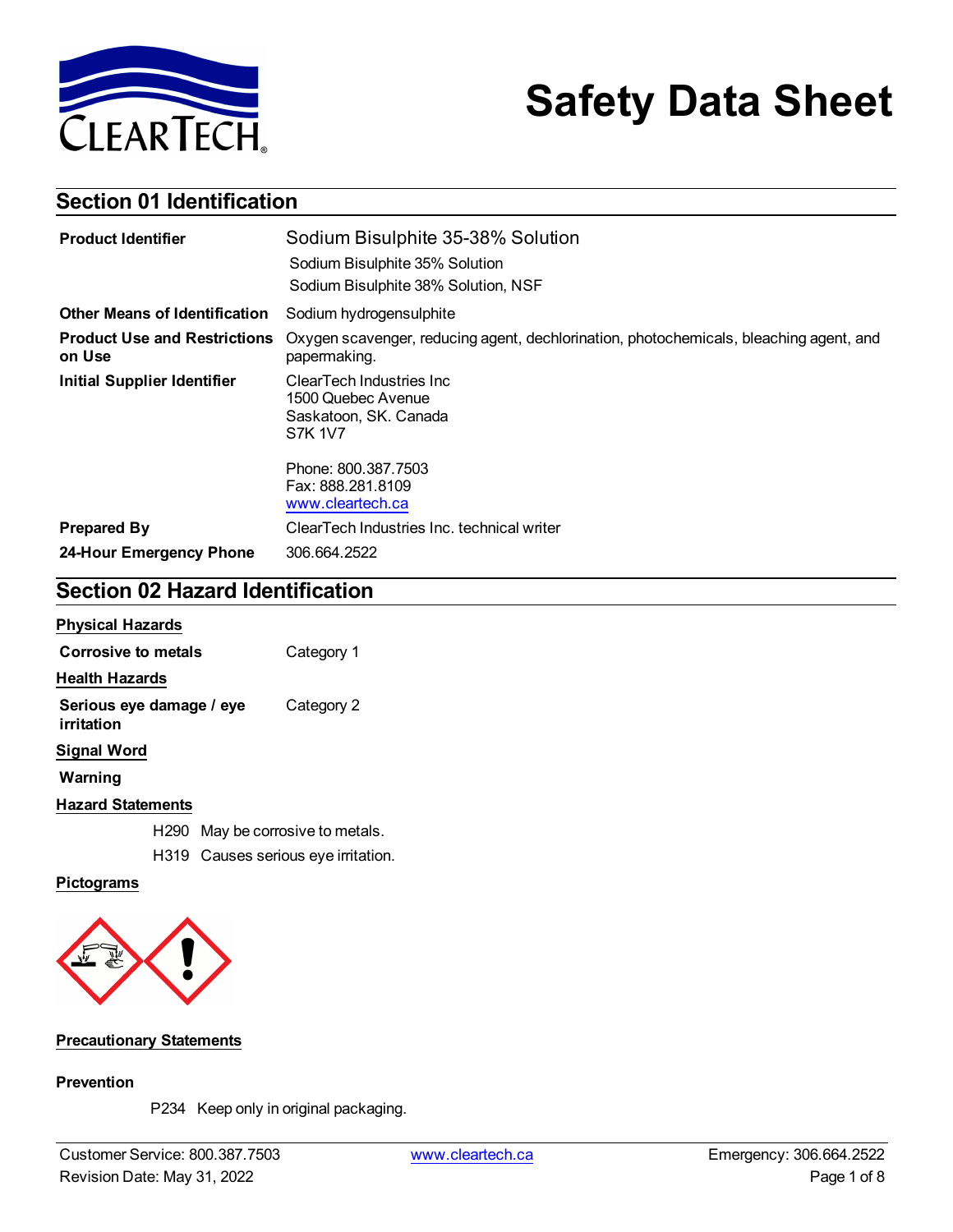# Safety Data Sheet

## Section 01 Identification

| | |
|---|---|
| **Product Identifier** | Sodium Bisulphite 35-38% Solution<br>Sodium Bisulphite 35% Solution<br>Sodium Bisulphite 38% Solution, NSF |
| **Other Means of Identification** | Sodium hydrogensulphite |
| **Product Use and Restrictions on Use** | Oxygen scavenger, reducing agent, dechlorination, photochemicals, bleaching agent, and papermaking. |
| **Initial Supplier Identifier** | ClearTech Industries Inc<br>1500 Quebec Avenue<br>Saskatoon, SK. Canada<br>S7K 1V7<br><br>Phone: 800.387.7503<br>Fax: 888.281.8109<br>www.cleartech.ca |
| **Prepared By** | ClearTech Industries Inc. technical writer |
| **24-Hour Emergency Phone** | 306.664.2522 |

## Section 02 Hazard Identification

**Physical Hazards**

| | |
|---|---|
| **Corrosive to metals** | Category 1 |

**Health Hazards**

| | |
|---|---|
| **Serious eye damage / eye irritation** | Category 2 |

**Signal Word**

**Warning**

**Hazard Statements**

H290 May be corrosive to metals.

H319 Causes serious eye irritation.

**Pictograms**

**Precautionary Statements**

**Prevention**

P234 Keep only in original packaging.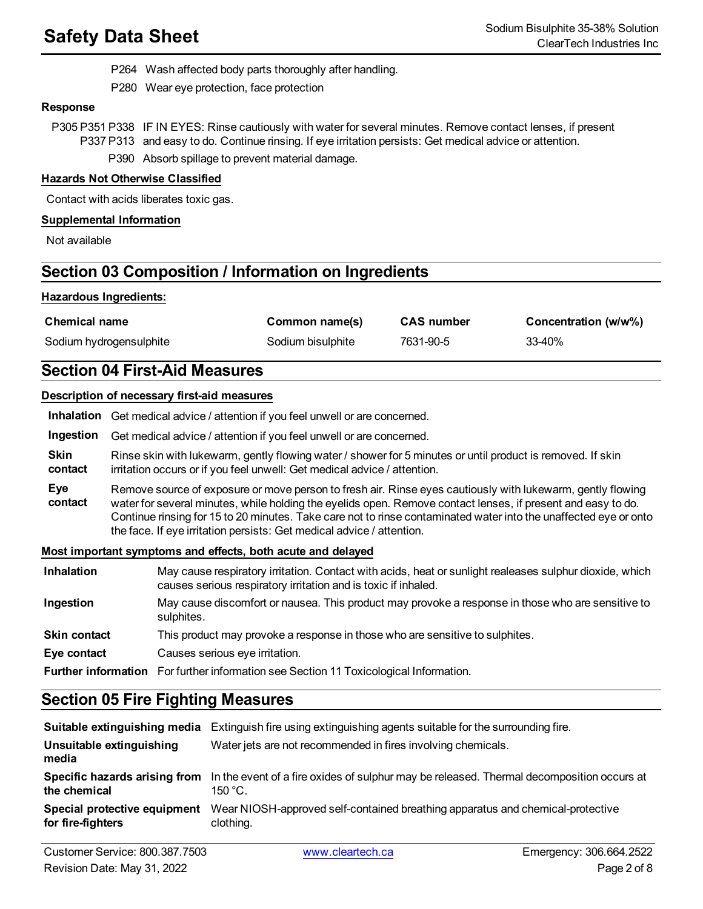P264 Wash affected body parts thoroughly after handling.

P280 Wear eye protection, face protection

**Response**

P305 P351 P338 P337 P313 IF IN EYES: Rinse cautiously with water for several minutes. Remove contact lenses, if present and easy to do. Continue rinsing. If eye irritation persists: Get medical advice or attention.

P390 Absorb spillage to prevent material damage.

**Hazards Not Otherwise Classified**

Contact with acids liberates toxic gas.

**Supplemental Information**

Not available

## Section 03 Composition / Information on Ingredients

**Hazardous Ingredients:**

| Chemical name | Common name(s) | CAS number | Concentration (w/w%) |
|---|---|---|---|
| Sodium hydrogensulphite | Sodium bisulphite | 7631-90-5 | 33-40% |

## Section 04 First-Aid Measures

**Description of necessary first-aid measures**

**Inhalation** Get medical advice / attention if you feel unwell or are concerned.

**Ingestion** Get medical advice / attention if you feel unwell or are concerned.

**Skin contact** Rinse skin with lukewarm, gently flowing water / shower for 5 minutes or until product is removed. If skin irritation occurs or if you feel unwell: Get medical advice / attention.

**Eye contact** Remove source of exposure or move person to fresh air. Rinse eyes cautiously with lukewarm, gently flowing water for several minutes, while holding the eyelids open. Remove contact lenses, if present and easy to do. Continue rinsing for 15 to 20 minutes. Take care not to rinse contaminated water into the unaffected eye or onto the face. If eye irritation persists: Get medical advice / attention.

**Most important symptoms and effects, both acute and delayed**

**Inhalation** May cause respiratory irritation. Contact with acids, heat or sunlight realeases sulphur dioxide, which causes serious respiratory irritation and is toxic if inhaled.

**Ingestion** May cause discomfort or nausea. This product may provoke a response in those who are sensitive to sulphites.

**Skin contact** This product may provoke a response in those who are sensitive to sulphites.

**Eye contact** Causes serious eye irritation.

**Further information** For further information see Section 11 Toxicological Information.

## Section 05 Fire Fighting Measures

**Suitable extinguishing media** Extinguish fire using extinguishing agents suitable for the surrounding fire.

**Unsuitable extinguishing media** Water jets are not recommended in fires involving chemicals.

**Specific hazards arising from the chemical** In the event of a fire oxides of sulphur may be released. Thermal decomposition occurs at 150 °C.

**Special protective equipment for fire-fighters** Wear NIOSH-approved self-contained breathing apparatus and chemical-protective clothing.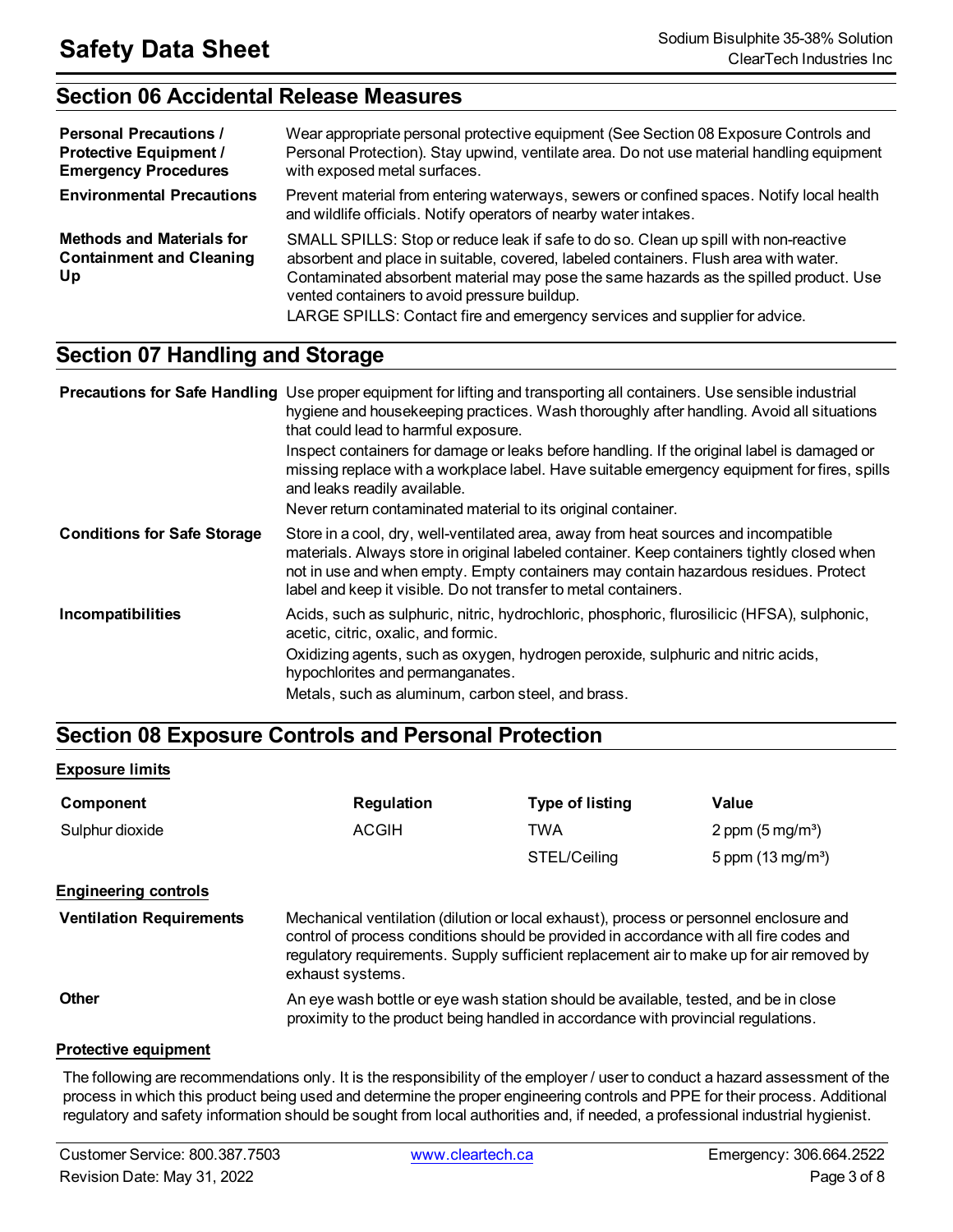## Section 06 Accidental Release Measures

| | |
|---|---|
| **Personal Precautions / Protective Equipment / Emergency Procedures** | Wear appropriate personal protective equipment (See Section 08 Exposure Controls and Personal Protection). Stay upwind, ventilate area. Do not use material handling equipment with exposed metal surfaces. |
| **Environmental Precautions** | Prevent material from entering waterways, sewers or confined spaces. Notify local health and wildlife officials. Notify operators of nearby water intakes. |
| **Methods and Materials for Containment and Cleaning Up** | SMALL SPILLS: Stop or reduce leak if safe to do so. Clean up spill with non-reactive absorbent and place in suitable, covered, labeled containers. Flush area with water. Contaminated absorbent material may pose the same hazards as the spilled product. Use vented containers to avoid pressure buildup.<br>LARGE SPILLS: Contact fire and emergency services and supplier for advice. |

## Section 07 Handling and Storage

| | |
|---|---|
| **Precautions for Safe Handling** | Use proper equipment for lifting and transporting all containers. Use sensible industrial hygiene and housekeeping practices. Wash thoroughly after handling. Avoid all situations that could lead to harmful exposure.<br>Inspect containers for damage or leaks before handling. If the original label is damaged or missing replace with a workplace label. Have suitable emergency equipment for fires, spills and leaks readily available.<br>Never return contaminated material to its original container. |
| **Conditions for Safe Storage** | Store in a cool, dry, well-ventilated area, away from heat sources and incompatible materials. Always store in original labeled container. Keep containers tightly closed when not in use and when empty. Empty containers may contain hazardous residues. Protect label and keep it visible. Do not transfer to metal containers. |
| **Incompatibilities** | Acids, such as sulphuric, nitric, hydrochloric, phosphoric, flurosilicic (HFSA), sulphonic, acetic, citric, oxalic, and formic.<br>Oxidizing agents, such as oxygen, hydrogen peroxide, sulphuric and nitric acids, hypochlorites and permanganates.<br>Metals, such as aluminum, carbon steel, and brass. |

## Section 08 Exposure Controls and Personal Protection

**Exposure limits**

| Component | Regulation | Type of listing | Value |
|---|---|---|---|
| Sulphur dioxide | ACGIH | TWA | 2 ppm (5 mg/m³) |
| | | STEL/Ceiling | 5 ppm (13 mg/m³) |

**Engineering controls**

| | |
|---|---|
| **Ventilation Requirements** | Mechanical ventilation (dilution or local exhaust), process or personnel enclosure and control of process conditions should be provided in accordance with all fire codes and regulatory requirements. Supply sufficient replacement air to make up for air removed by exhaust systems. |
| **Other** | An eye wash bottle or eye wash station should be available, tested, and be in close proximity to the product being handled in accordance with provincial regulations. |

**Protective equipment**

The following are recommendations only. It is the responsibility of the employer / user to conduct a hazard assessment of the process in which this product being used and determine the proper engineering controls and PPE for their process. Additional regulatory and safety information should be sought from local authorities and, if needed, a professional industrial hygienist.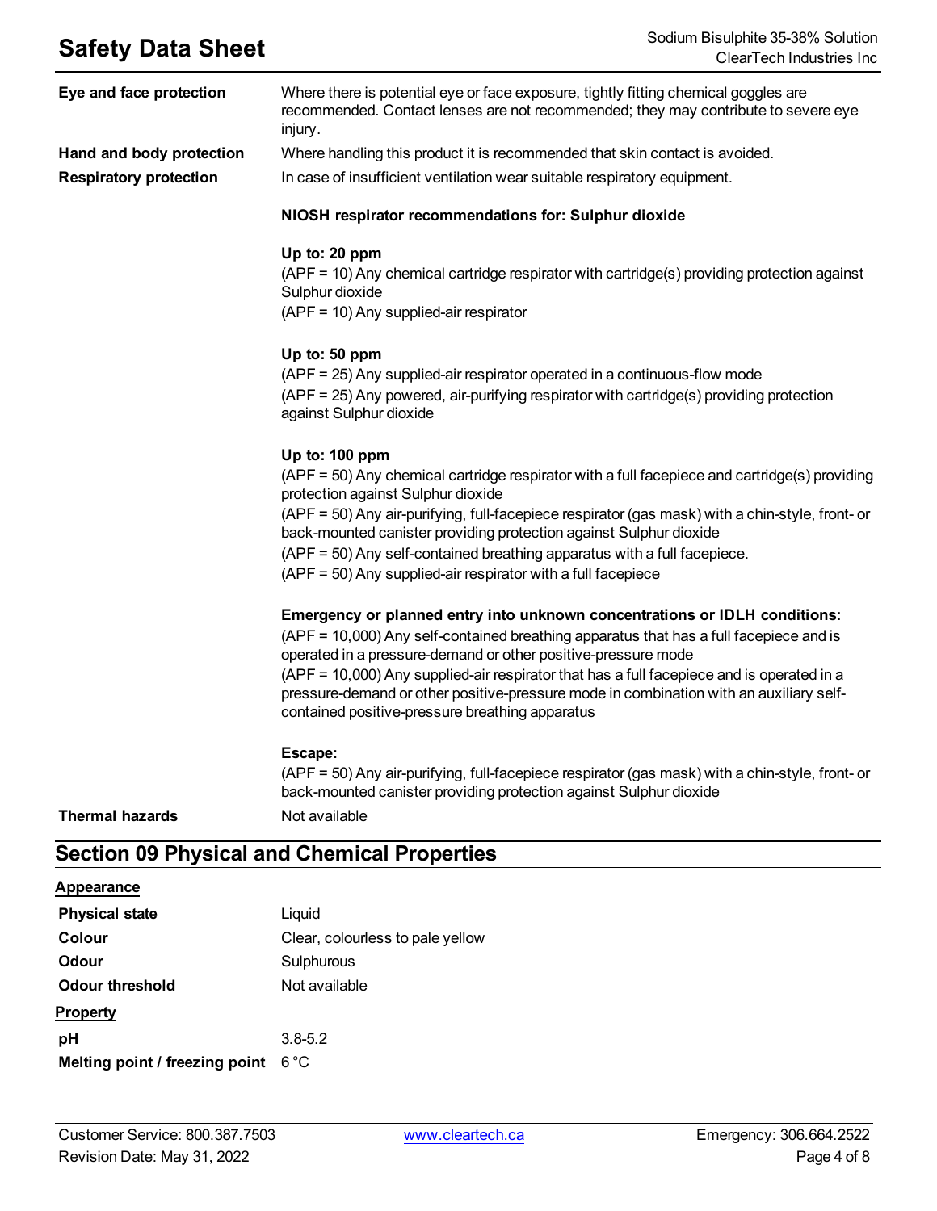| | |
|---|---|
| **Eye and face protection** | Where there is potential eye or face exposure, tightly fitting chemical goggles are recommended. Contact lenses are not recommended; they may contribute to severe eye injury. |
| **Hand and body protection** | Where handling this product it is recommended that skin contact is avoided. |
| **Respiratory protection** | In case of insufficient ventilation wear suitable respiratory equipment. |

**NIOSH respirator recommendations for: Sulphur dioxide**

**Up to: 20 ppm**
(APF = 10) Any chemical cartridge respirator with cartridge(s) providing protection against Sulphur dioxide
(APF = 10) Any supplied-air respirator

**Up to: 50 ppm**
(APF = 25) Any supplied-air respirator operated in a continuous-flow mode
(APF = 25) Any powered, air-purifying respirator with cartridge(s) providing protection against Sulphur dioxide

**Up to: 100 ppm**
(APF = 50) Any chemical cartridge respirator with a full facepiece and cartridge(s) providing protection against Sulphur dioxide
(APF = 50) Any air-purifying, full-facepiece respirator (gas mask) with a chin-style, front- or back-mounted canister providing protection against Sulphur dioxide
(APF = 50) Any self-contained breathing apparatus with a full facepiece.
(APF = 50) Any supplied-air respirator with a full facepiece

**Emergency or planned entry into unknown concentrations or IDLH conditions:**
(APF = 10,000) Any self-contained breathing apparatus that has a full facepiece and is operated in a pressure-demand or other positive-pressure mode
(APF = 10,000) Any supplied-air respirator that has a full facepiece and is operated in a pressure-demand or other positive-pressure mode in combination with an auxiliary self-contained positive-pressure breathing apparatus

**Escape:**
(APF = 50) Any air-purifying, full-facepiece respirator (gas mask) with a chin-style, front- or back-mounted canister providing protection against Sulphur dioxide

| | |
|---|---|
| **Thermal hazards** | Not available |

## Section 09 Physical and Chemical Properties

**Appearance**

| | |
|---|---|
| **Physical state** | Liquid |
| **Colour** | Clear, colourless to pale yellow |
| **Odour** | Sulphurous |
| **Odour threshold** | Not available |

**Property**

| | |
|---|---|
| **pH** | 3.8-5.2 |
| **Melting point / freezing point** | 6 °C |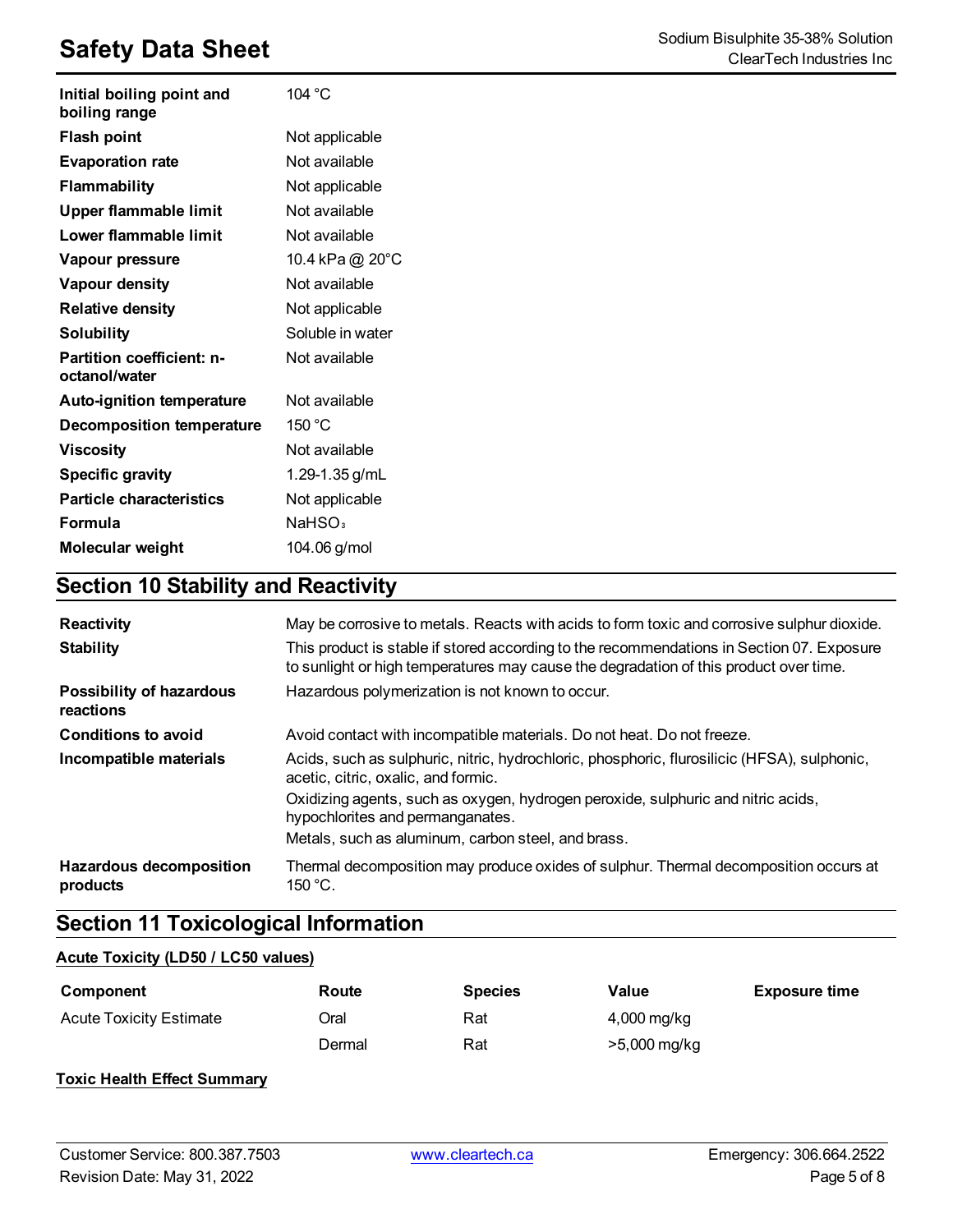| | |
|---|---|
| **Initial boiling point and boiling range** | 104 °C |
| **Flash point** | Not applicable |
| **Evaporation rate** | Not available |
| **Flammability** | Not applicable |
| **Upper flammable limit** | Not available |
| **Lower flammable limit** | Not available |
| **Vapour pressure** | 10.4 kPa @ 20°C |
| **Vapour density** | Not available |
| **Relative density** | Not applicable |
| **Solubility** | Soluble in water |
| **Partition coefficient: n-octanol/water** | Not available |
| **Auto-ignition temperature** | Not available |
| **Decomposition temperature** | 150 °C |
| **Viscosity** | Not available |
| **Specific gravity** | 1.29-1.35 g/mL |
| **Particle characteristics** | Not applicable |
| **Formula** | $NaHSO_3$ |
| **Molecular weight** | 104.06 g/mol |

## Section 10 Stability and Reactivity

| | |
|---|---|
| **Reactivity** | May be corrosive to metals. Reacts with acids to form toxic and corrosive sulphur dioxide. |
| **Stability** | This product is stable if stored according to the recommendations in Section 07. Exposure to sunlight or high temperatures may cause the degradation of this product over time. |
| **Possibility of hazardous reactions** | Hazardous polymerization is not known to occur. |
| **Conditions to avoid** | Avoid contact with incompatible materials. Do not heat. Do not freeze. |
| **Incompatible materials** | Acids, such as sulphuric, nitric, hydrochloric, phosphoric, flurosilicic (HFSA), sulphonic, acetic, citric, oxalic, and formic.<br>Oxidizing agents, such as oxygen, hydrogen peroxide, sulphuric and nitric acids, hypochlorites and permanganates.<br>Metals, such as aluminum, carbon steel, and brass. |
| **Hazardous decomposition products** | Thermal decomposition may produce oxides of sulphur. Thermal decomposition occurs at 150 °C. |

## Section 11 Toxicological Information

**Acute Toxicity (LD50 / LC50 values)**

| Component | Route | Species | Value | Exposure time |
|---|---|---|---|---|
| Acute Toxicity Estimate | Oral | Rat | 4,000 mg/kg | |
| | Dermal | Rat | >5,000 mg/kg | |

**Toxic Health Effect Summary**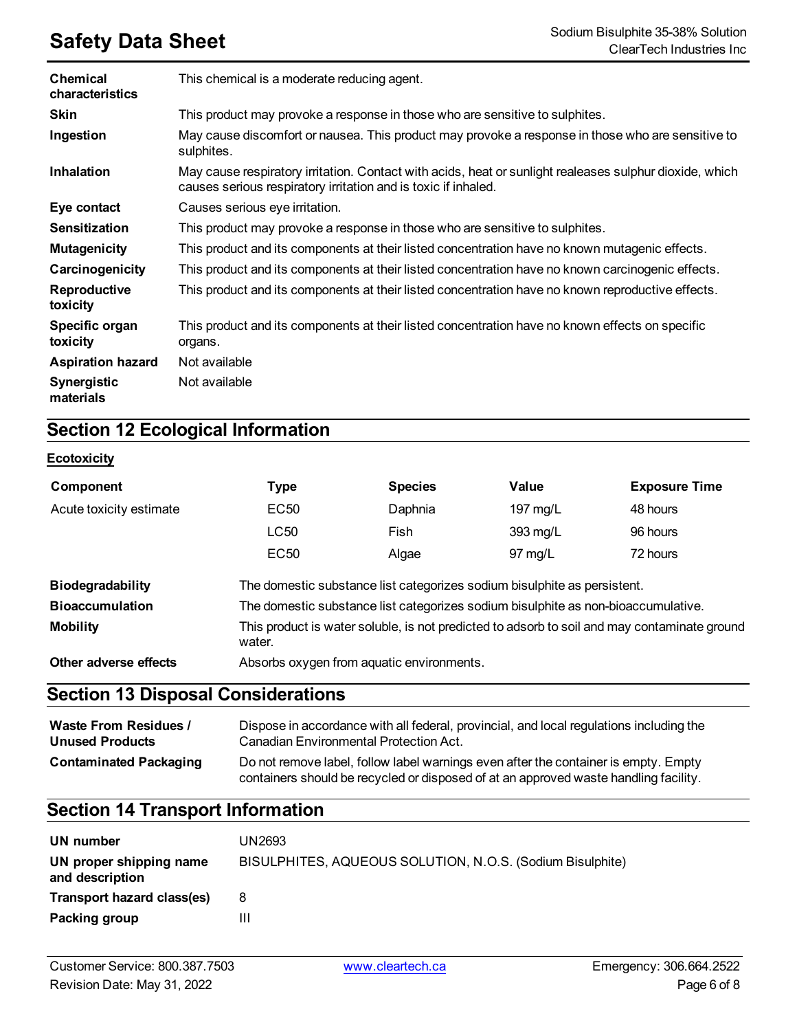| | |
|---|---|
| **Chemical characteristics** | This chemical is a moderate reducing agent. |
| **Skin** | This product may provoke a response in those who are sensitive to sulphites. |
| **Ingestion** | May cause discomfort or nausea. This product may provoke a response in those who are sensitive to sulphites. |
| **Inhalation** | May cause respiratory irritation. Contact with acids, heat or sunlight realeases sulphur dioxide, which causes serious respiratory irritation and is toxic if inhaled. |
| **Eye contact** | Causes serious eye irritation. |
| **Sensitization** | This product may provoke a response in those who are sensitive to sulphites. |
| **Mutagenicity** | This product and its components at their listed concentration have no known mutagenic effects. |
| **Carcinogenicity** | This product and its components at their listed concentration have no known carcinogenic effects. |
| **Reproductive toxicity** | This product and its components at their listed concentration have no known reproductive effects. |
| **Specific organ toxicity** | This product and its components at their listed concentration have no known effects on specific organs. |
| **Aspiration hazard** | Not available |
| **Synergistic materials** | Not available |

## Section 12 Ecological Information

**Ecotoxicity**

| Component | Type | Species | Value | Exposure Time |
|---|---|---|---|---|
| Acute toxicity estimate | EC50 | Daphnia | 197 mg/L | 48 hours |
| | LC50 | Fish | 393 mg/L | 96 hours |
| | EC50 | Algae | 97 mg/L | 72 hours |

| | |
|---|---|
| **Biodegradability** | The domestic substance list categorizes sodium bisulphite as persistent. |
| **Bioaccumulation** | The domestic substance list categorizes sodium bisulphite as non-bioaccumulative. |
| **Mobility** | This product is water soluble, is not predicted to adsorb to soil and may contaminate ground water. |
| **Other adverse effects** | Absorbs oxygen from aquatic environments. |

## Section 13 Disposal Considerations

| | |
|---|---|
| **Waste From Residues / Unused Products** | Dispose in accordance with all federal, provincial, and local regulations including the Canadian Environmental Protection Act. |
| **Contaminated Packaging** | Do not remove label, follow label warnings even after the container is empty. Empty containers should be recycled or disposed of at an approved waste handling facility. |

## Section 14 Transport Information

| | |
|---|---|
| **UN number** | UN2693 |
| **UN proper shipping name and description** | BISULPHITES, AQUEOUS SOLUTION, N.O.S. (Sodium Bisulphite) |
| **Transport hazard class(es)** | 8 |
| **Packing group** | III |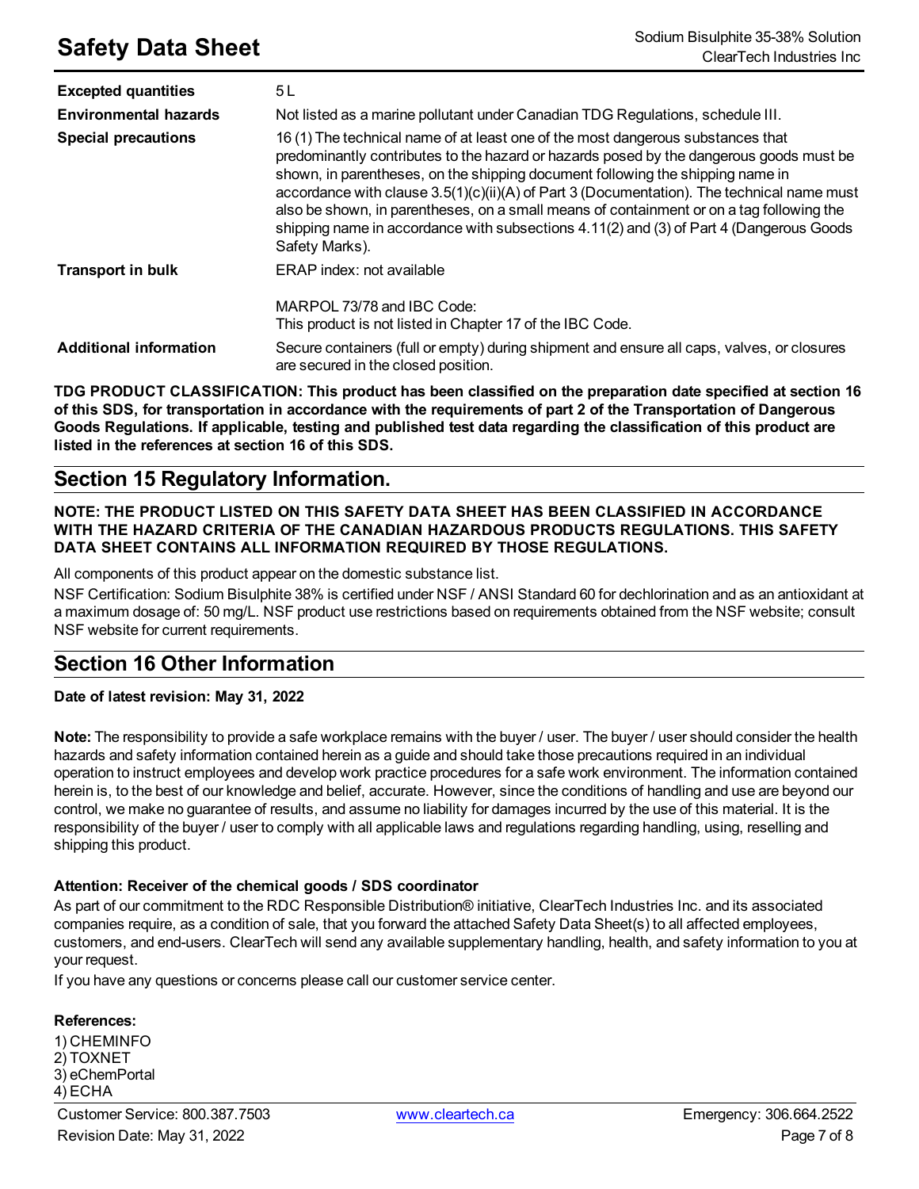| | |
|---|---|
| **Excepted quantities** | 5 L |
| **Environmental hazards** | Not listed as a marine pollutant under Canadian TDG Regulations, schedule III. |
| **Special precautions** | 16 (1) The technical name of at least one of the most dangerous substances that predominantly contributes to the hazard or hazards posed by the dangerous goods must be shown, in parentheses, on the shipping document following the shipping name in accordance with clause 3.5(1)(c)(ii)(A) of Part 3 (Documentation). The technical name must also be shown, in parentheses, on a small means of containment or on a tag following the shipping name in accordance with subsections 4.11(2) and (3) of Part 4 (Dangerous Goods Safety Marks). |
| **Transport in bulk** | ERAP index: not available<br><br>MARPOL 73/78 and IBC Code:<br>This product is not listed in Chapter 17 of the IBC Code. |
| **Additional information** | Secure containers (full or empty) during shipment and ensure all caps, valves, or closures are secured in the closed position. |

**TDG PRODUCT CLASSIFICATION: This product has been classified on the preparation date specified at section 16 of this SDS, for transportation in accordance with the requirements of part 2 of the Transportation of Dangerous Goods Regulations. If applicable, testing and published test data regarding the classification of this product are listed in the references at section 16 of this SDS.**

## Section 15 Regulatory Information.

**NOTE: THE PRODUCT LISTED ON THIS SAFETY DATA SHEET HAS BEEN CLASSIFIED IN ACCORDANCE WITH THE HAZARD CRITERIA OF THE CANADIAN HAZARDOUS PRODUCTS REGULATIONS. THIS SAFETY DATA SHEET CONTAINS ALL INFORMATION REQUIRED BY THOSE REGULATIONS.**

All components of this product appear on the domestic substance list.

NSF Certification: Sodium Bisulphite 38% is certified under NSF / ANSI Standard 60 for dechlorination and as an antioxidant at a maximum dosage of: 50 mg/L. NSF product use restrictions based on requirements obtained from the NSF website; consult NSF website for current requirements.

## Section 16 Other Information

**Date of latest revision: May 31, 2022**

**Note:** The responsibility to provide a safe workplace remains with the buyer / user. The buyer / user should consider the health hazards and safety information contained herein as a guide and should take those precautions required in an individual operation to instruct employees and develop work practice procedures for a safe work environment. The information contained herein is, to the best of our knowledge and belief, accurate. However, since the conditions of handling and use are beyond our control, we make no guarantee of results, and assume no liability for damages incurred by the use of this material. It is the responsibility of the buyer / user to comply with all applicable laws and regulations regarding handling, using, reselling and shipping this product.

**Attention: Receiver of the chemical goods / SDS coordinator**

As part of our commitment to the RDC Responsible Distribution® initiative, ClearTech Industries Inc. and its associated companies require, as a condition of sale, that you forward the attached Safety Data Sheet(s) to all affected employees, customers, and end-users. ClearTech will send any available supplementary handling, health, and safety information to you at your request.

If you have any questions or concerns please call our customer service center.

**References:**

1) CHEMINFO
2) TOXNET
3) eChemPortal
4) ECHA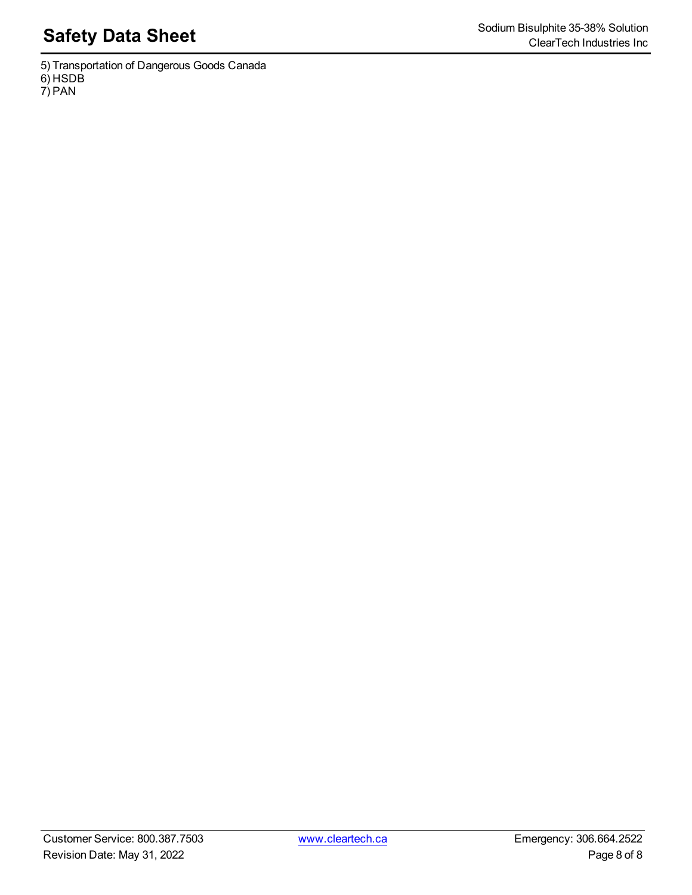5) Transportation of Dangerous Goods Canada
6) HSDB
7) PAN